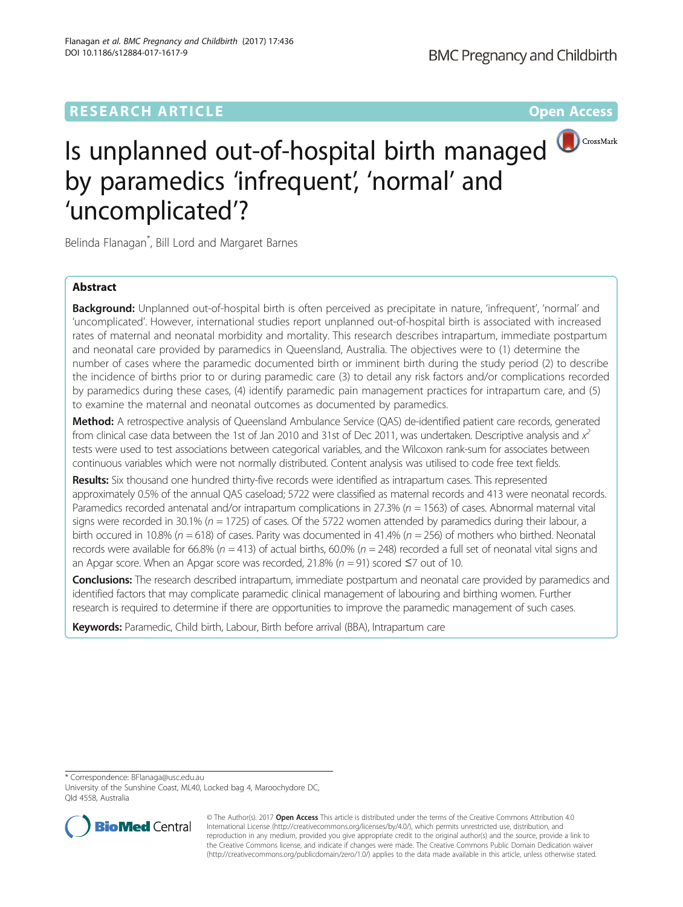RESEARCH ARTICLE

Open Access

# Is unplanned out-of-hospital birth managed by paramedics 'infrequent', 'normal' and 'uncomplicated'?

Belinda Flanagan*, Bill Lord and Margaret Barnes

## Abstract

**Background:** Unplanned out-of-hospital birth is often perceived as precipitate in nature, 'infrequent', 'normal' and 'uncomplicated'. However, international studies report unplanned out-of-hospital birth is associated with increased rates of maternal and neonatal morbidity and mortality. This research describes intrapartum, immediate postpartum and neonatal care provided by paramedics in Queensland, Australia. The objectives were to (1) determine the number of cases where the paramedic documented birth or imminent birth during the study period (2) to describe the incidence of births prior to or during paramedic care (3) to detail any risk factors and/or complications recorded by paramedics during these cases, (4) identify paramedic pain management practices for intrapartum care, and (5) to examine the maternal and neonatal outcomes as documented by paramedics.

**Method:** A retrospective analysis of Queensland Ambulance Service (QAS) de-identified patient care records, generated from clinical case data between the 1st of Jan 2010 and 31st of Dec 2011, was undertaken. Descriptive analysis and $x^2$ tests were used to test associations between categorical variables, and the Wilcoxon rank-sum for associates between continuous variables which were not normally distributed. Content analysis was utilised to code free text fields.

**Results:** Six thousand one hundred thirty-five records were identified as intrapartum cases. This represented approximately 0.5% of the annual QAS caseload; 5722 were classified as maternal records and 413 were neonatal records. Paramedics recorded antenatal and/or intrapartum complications in 27.3% ($n$ = 1563) of cases. Abnormal maternal vital signs were recorded in 30.1% ($n$ = 1725) of cases. Of the 5722 women attended by paramedics during their labour, a birth occured in 10.8% ($n$ = 618) of cases. Parity was documented in 41.4% ($n$ = 256) of mothers who birthed. Neonatal records were available for 66.8% ($n$ = 413) of actual births, 60.0% ($n$ = 248) recorded a full set of neonatal vital signs and an Apgar score. When an Apgar score was recorded, 21.8% ($n$ = 91) scored ≤7 out of 10.

**Conclusions:** The research described intrapartum, immediate postpartum and neonatal care provided by paramedics and identified factors that may complicate paramedic clinical management of labouring and birthing women. Further research is required to determine if there are opportunities to improve the paramedic management of such cases.

**Keywords:** Paramedic, Child birth, Labour, Birth before arrival (BBA), Intrapartum care

\* Correspondence: BFlanaga@usc.edu.au
University of the Sunshine Coast, ML40, Locked bag 4, Maroochydore DC, Qld 4558, Australia

© The Author(s). 2017 **Open Access** This article is distributed under the terms of the Creative Commons Attribution 4.0 International License (http://creativecommons.org/licenses/by/4.0/), which permits unrestricted use, distribution, and reproduction in any medium, provided you give appropriate credit to the original author(s) and the source, provide a link to the Creative Commons license, and indicate if changes were made. The Creative Commons Public Domain Dedication waiver (http://creativecommons.org/publicdomain/zero/1.0/) applies to the data made available in this article, unless otherwise stated.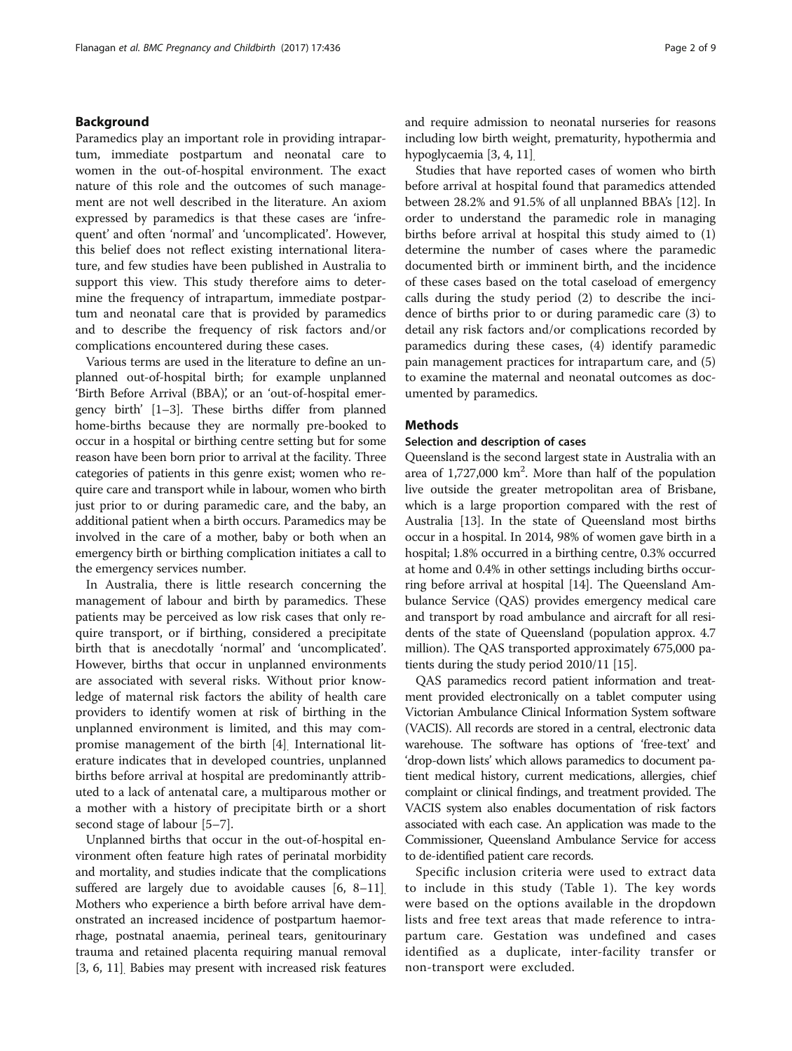## Background

Paramedics play an important role in providing intrapartum, immediate postpartum and neonatal care to women in the out-of-hospital environment. The exact nature of this role and the outcomes of such management are not well described in the literature. An axiom expressed by paramedics is that these cases are 'infrequent' and often 'normal' and 'uncomplicated'. However, this belief does not reflect existing international literature, and few studies have been published in Australia to support this view. This study therefore aims to determine the frequency of intrapartum, immediate postpartum and neonatal care that is provided by paramedics and to describe the frequency of risk factors and/or complications encountered during these cases.

Various terms are used in the literature to define an unplanned out-of-hospital birth; for example unplanned 'Birth Before Arrival (BBA)', or an 'out-of-hospital emergency birth' [1–3]. These births differ from planned home-births because they are normally pre-booked to occur in a hospital or birthing centre setting but for some reason have been born prior to arrival at the facility. Three categories of patients in this genre exist; women who require care and transport while in labour, women who birth just prior to or during paramedic care, and the baby, an additional patient when a birth occurs. Paramedics may be involved in the care of a mother, baby or both when an emergency birth or birthing complication initiates a call to the emergency services number.

In Australia, there is little research concerning the management of labour and birth by paramedics. These patients may be perceived as low risk cases that only require transport, or if birthing, considered a precipitate birth that is anecdotally 'normal' and 'uncomplicated'. However, births that occur in unplanned environments are associated with several risks. Without prior knowledge of maternal risk factors the ability of health care providers to identify women at risk of birthing in the unplanned environment is limited, and this may compromise management of the birth [4]. International literature indicates that in developed countries, unplanned births before arrival at hospital are predominantly attributed to a lack of antenatal care, a multiparous mother or a mother with a history of precipitate birth or a short second stage of labour [5–7].

Unplanned births that occur in the out-of-hospital environment often feature high rates of perinatal morbidity and mortality, and studies indicate that the complications suffered are largely due to avoidable causes [6, 8–11]. Mothers who experience a birth before arrival have demonstrated an increased incidence of postpartum haemorrhage, postnatal anaemia, perineal tears, genitourinary trauma and retained placenta requiring manual removal [3, 6, 11]. Babies may present with increased risk features and require admission to neonatal nurseries for reasons including low birth weight, prematurity, hypothermia and hypoglycaemia [3, 4, 11].

Studies that have reported cases of women who birth before arrival at hospital found that paramedics attended between 28.2% and 91.5% of all unplanned BBA's [12]. In order to understand the paramedic role in managing births before arrival at hospital this study aimed to (1) determine the number of cases where the paramedic documented birth or imminent birth, and the incidence of these cases based on the total caseload of emergency calls during the study period (2) to describe the incidence of births prior to or during paramedic care (3) to detail any risk factors and/or complications recorded by paramedics during these cases, (4) identify paramedic pain management practices for intrapartum care, and (5) to examine the maternal and neonatal outcomes as documented by paramedics.

## Methods

### Selection and description of cases

Queensland is the second largest state in Australia with an area of 1,727,000 km$^2$. More than half of the population live outside the greater metropolitan area of Brisbane, which is a large proportion compared with the rest of Australia [13]. In the state of Queensland most births occur in a hospital. In 2014, 98% of women gave birth in a hospital; 1.8% occurred in a birthing centre, 0.3% occurred at home and 0.4% in other settings including births occurring before arrival at hospital [14]. The Queensland Ambulance Service (QAS) provides emergency medical care and transport by road ambulance and aircraft for all residents of the state of Queensland (population approx. 4.7 million). The QAS transported approximately 675,000 patients during the study period 2010/11 [15].

QAS paramedics record patient information and treatment provided electronically on a tablet computer using Victorian Ambulance Clinical Information System software (VACIS). All records are stored in a central, electronic data warehouse. The software has options of 'free-text' and 'drop-down lists' which allows paramedics to document patient medical history, current medications, allergies, chief complaint or clinical findings, and treatment provided. The VACIS system also enables documentation of risk factors associated with each case. An application was made to the Commissioner, Queensland Ambulance Service for access to de-identified patient care records.

Specific inclusion criteria were used to extract data to include in this study (Table 1). The key words were based on the options available in the dropdown lists and free text areas that made reference to intrapartum care. Gestation was undefined and cases identified as a duplicate, inter-facility transfer or non-transport were excluded.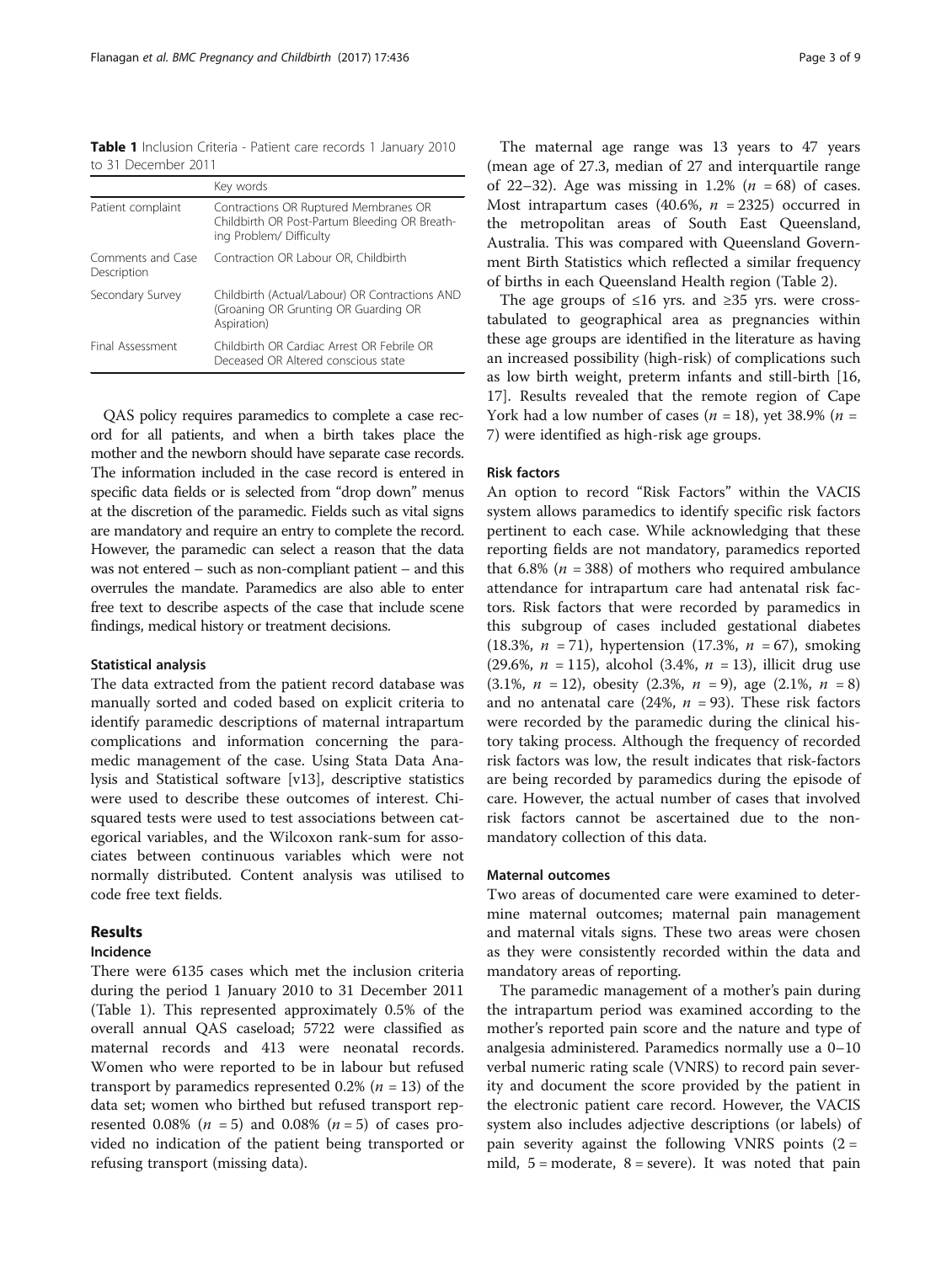**Table 1** Inclusion Criteria - Patient care records 1 January 2010 to 31 December 2011

| | Key words |
|---|---|
| Patient complaint | Contractions OR Ruptured Membranes OR Childbirth OR Post-Partum Bleeding OR Breathing Problem/ Difficulty |
| Comments and Case Description | Contraction OR Labour OR, Childbirth |
| Secondary Survey | Childbirth (Actual/Labour) OR Contractions AND (Groaning OR Grunting OR Guarding OR Aspiration) |
| Final Assessment | Childbirth OR Cardiac Arrest OR Febrile OR Deceased OR Altered conscious state |

QAS policy requires paramedics to complete a case record for all patients, and when a birth takes place the mother and the newborn should have separate case records. The information included in the case record is entered in specific data fields or is selected from "drop down" menus at the discretion of the paramedic. Fields such as vital signs are mandatory and require an entry to complete the record. However, the paramedic can select a reason that the data was not entered – such as non-compliant patient – and this overrules the mandate. Paramedics are also able to enter free text to describe aspects of the case that include scene findings, medical history or treatment decisions.

### Statistical analysis

The data extracted from the patient record database was manually sorted and coded based on explicit criteria to identify paramedic descriptions of maternal intrapartum complications and information concerning the paramedic management of the case. Using Stata Data Analysis and Statistical software [v13], descriptive statistics were used to describe these outcomes of interest. Chi-squared tests were used to test associations between categorical variables, and the Wilcoxon rank-sum for associates between continuous variables which were not normally distributed. Content analysis was utilised to code free text fields.

## Results

### Incidence

There were 6135 cases which met the inclusion criteria during the period 1 January 2010 to 31 December 2011 (Table 1). This represented approximately 0.5% of the overall annual QAS caseload; 5722 were classified as maternal records and 413 were neonatal records. Women who were reported to be in labour but refused transport by paramedics represented 0.2% ($n$ = 13) of the data set; women who birthed but refused transport represented 0.08% ($n$ = 5) and 0.08% ($n$ = 5) of cases provided no indication of the patient being transported or refusing transport (missing data).

The maternal age range was 13 years to 47 years (mean age of 27.3, median of 27 and interquartile range of 22–32). Age was missing in 1.2% ($n$ = 68) of cases. Most intrapartum cases (40.6%, $n$ = 2325) occurred in the metropolitan areas of South East Queensland, Australia. This was compared with Queensland Government Birth Statistics which reflected a similar frequency of births in each Queensland Health region (Table 2).

The age groups of ≤16 yrs. and ≥35 yrs. were cross-tabulated to geographical area as pregnancies within these age groups are identified in the literature as having an increased possibility (high-risk) of complications such as low birth weight, preterm infants and still-birth [16, 17]. Results revealed that the remote region of Cape York had a low number of cases ($n$ = 18), yet 38.9% ($n$ = 7) were identified as high-risk age groups.

### Risk factors

An option to record "Risk Factors" within the VACIS system allows paramedics to identify specific risk factors pertinent to each case. While acknowledging that these reporting fields are not mandatory, paramedics reported that 6.8% ($n$ = 388) of mothers who required ambulance attendance for intrapartum care had antenatal risk factors. Risk factors that were recorded by paramedics in this subgroup of cases included gestational diabetes (18.3%, $n$ = 71), hypertension (17.3%, $n$ = 67), smoking (29.6%, $n$ = 115), alcohol (3.4%, $n$ = 13), illicit drug use (3.1%, $n$ = 12), obesity (2.3%, $n$ = 9), age (2.1%, $n$ = 8) and no antenatal care (24%, $n$ = 93). These risk factors were recorded by the paramedic during the clinical history taking process. Although the frequency of recorded risk factors was low, the result indicates that risk-factors are being recorded by paramedics during the episode of care. However, the actual number of cases that involved risk factors cannot be ascertained due to the non-mandatory collection of this data.

### Maternal outcomes

Two areas of documented care were examined to determine maternal outcomes; maternal pain management and maternal vitals signs. These two areas were chosen as they were consistently recorded within the data and mandatory areas of reporting.

The paramedic management of a mother's pain during the intrapartum period was examined according to the mother's reported pain score and the nature and type of analgesia administered. Paramedics normally use a 0–10 verbal numeric rating scale (VNRS) to record pain severity and document the score provided by the patient in the electronic patient care record. However, the VACIS system also includes adjective descriptions (or labels) of pain severity against the following VNRS points (2 = mild, 5 = moderate, 8 = severe). It was noted that pain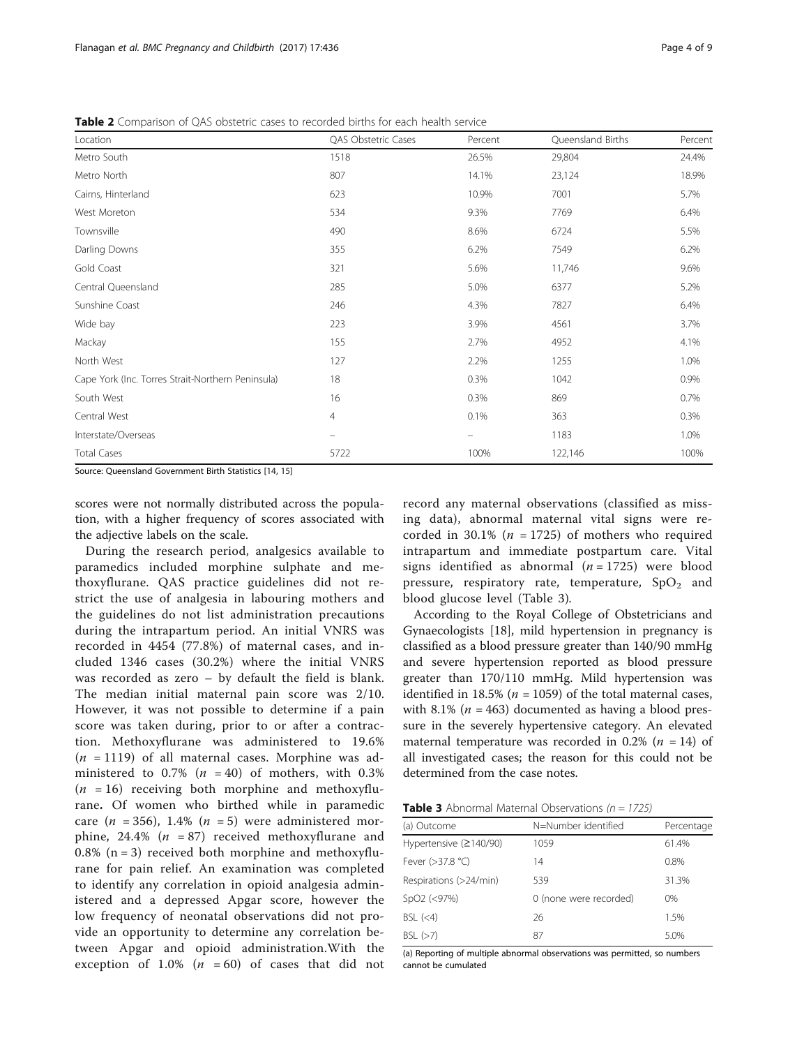**Table 2** Comparison of QAS obstetric cases to recorded births for each health service

| Location | QAS Obstetric Cases | Percent | Queensland Births | Percent |
|---|---|---|---|---|
| Metro South | 1518 | 26.5% | 29,804 | 24.4% |
| Metro North | 807 | 14.1% | 23,124 | 18.9% |
| Cairns, Hinterland | 623 | 10.9% | 7001 | 5.7% |
| West Moreton | 534 | 9.3% | 7769 | 6.4% |
| Townsville | 490 | 8.6% | 6724 | 5.5% |
| Darling Downs | 355 | 6.2% | 7549 | 6.2% |
| Gold Coast | 321 | 5.6% | 11,746 | 9.6% |
| Central Queensland | 285 | 5.0% | 6377 | 5.2% |
| Sunshine Coast | 246 | 4.3% | 7827 | 6.4% |
| Wide bay | 223 | 3.9% | 4561 | 3.7% |
| Mackay | 155 | 2.7% | 4952 | 4.1% |
| North West | 127 | 2.2% | 1255 | 1.0% |
| Cape York (Inc. Torres Strait-Northern Peninsula) | 18 | 0.3% | 1042 | 0.9% |
| South West | 16 | 0.3% | 869 | 0.7% |
| Central West | 4 | 0.1% | 363 | 0.3% |
| Interstate/Overseas | – | – | 1183 | 1.0% |
| Total Cases | 5722 | 100% | 122,146 | 100% |

Source: Queensland Government Birth Statistics [14, 15]

scores were not normally distributed across the population, with a higher frequency of scores associated with the adjective labels on the scale.

During the research period, analgesics available to paramedics included morphine sulphate and methoxyflurane. QAS practice guidelines did not restrict the use of analgesia in labouring mothers and the guidelines do not list administration precautions during the intrapartum period. An initial VNRS was recorded in 4454 (77.8%) of maternal cases, and included 1346 cases (30.2%) where the initial VNRS was recorded as zero – by default the field is blank. The median initial maternal pain score was 2/10. However, it was not possible to determine if a pain score was taken during, prior to or after a contraction. Methoxyflurane was administered to 19.6% ($n$ = 1119) of all maternal cases. Morphine was administered to 0.7% ($n$ = 40) of mothers, with 0.3% ($n$ = 16) receiving both morphine and methoxyflurane**.** Of women who birthed while in paramedic care ($n$ = 356), 1.4% ($n$ = 5) were administered morphine, 24.4% ($n$ = 87) received methoxyflurane and 0.8% (n = 3) received both morphine and methoxyflurane for pain relief. An examination was completed to identify any correlation in opioid analgesia administered and a depressed Apgar score, however the low frequency of neonatal observations did not provide an opportunity to determine any correlation between Apgar and opioid administration.With the exception of 1.0% ($n$ = 60) of cases that did not record any maternal observations (classified as missing data), abnormal maternal vital signs were recorded in 30.1% ($n$ = 1725) of mothers who required intrapartum and immediate postpartum care. Vital signs identified as abnormal ($n$ = 1725) were blood pressure, respiratory rate, temperature, $SpO_2$ and blood glucose level (Table 3).

According to the Royal College of Obstetricians and Gynaecologists [18], mild hypertension in pregnancy is classified as a blood pressure greater than 140/90 mmHg and severe hypertension reported as blood pressure greater than 170/110 mmHg. Mild hypertension was identified in 18.5% ($n$ = 1059) of the total maternal cases, with 8.1% ($n$ = 463) documented as having a blood pressure in the severely hypertensive category. An elevated maternal temperature was recorded in 0.2% ($n$ = 14) of all investigated cases; the reason for this could not be determined from the case notes.

**Table 3** Abnormal Maternal Observations *(n = 1725)*

| (a) Outcome | N=Number identified | Percentage |
|---|---|---|
| Hypertensive (≥140/90) | 1059 | 61.4% |
| Fever (>37.8 °C) | 14 | 0.8% |
| Respirations (>24/min) | 539 | 31.3% |
| SpO2 (<97%) | 0 (none were recorded) | 0% |
| BSL (<4) | 26 | 1.5% |
| BSL (>7) | 87 | 5.0% |

(a) Reporting of multiple abnormal observations was permitted, so numbers cannot be cumulated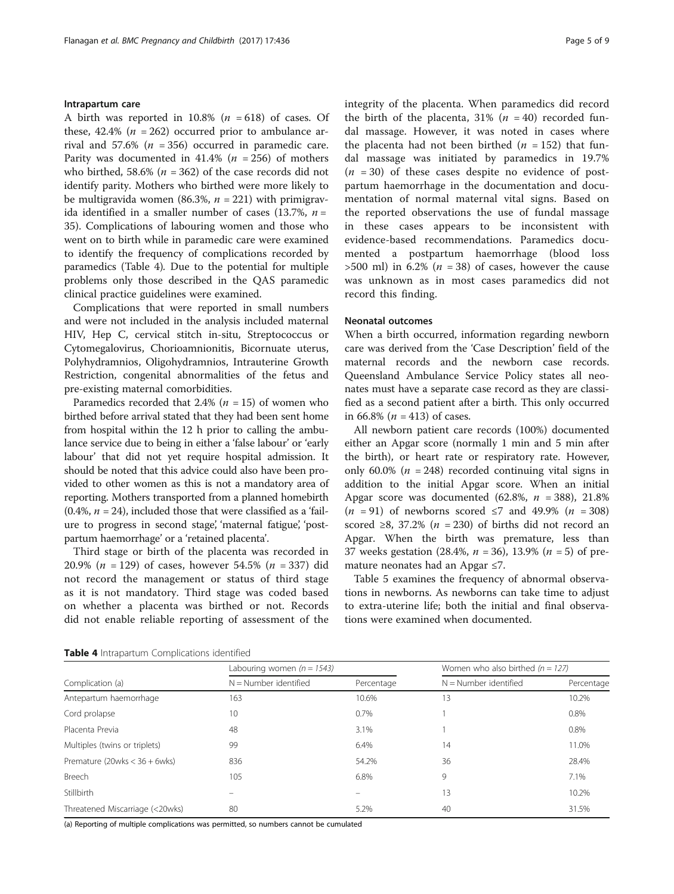### Intrapartum care

A birth was reported in 10.8% ($n$ = 618) of cases. Of these, 42.4% ($n$ = 262) occurred prior to ambulance arrival and 57.6% ($n$ = 356) occurred in paramedic care. Parity was documented in 41.4% ($n$ = 256) of mothers who birthed, 58.6% ($n$ = 362) of the case records did not identify parity. Mothers who birthed were more likely to be multigravida women (86.3%, $n$ = 221) with primigravida identified in a smaller number of cases (13.7%, $n$ = 35). Complications of labouring women and those who went on to birth while in paramedic care were examined to identify the frequency of complications recorded by paramedics (Table 4). Due to the potential for multiple problems only those described in the QAS paramedic clinical practice guidelines were examined.

Complications that were reported in small numbers and were not included in the analysis included maternal HIV, Hep C, cervical stitch in-situ, Streptococcus or Cytomegalovirus, Chorioamnionitis, Bicornuate uterus, Polyhydramnios, Oligohydramnios, Intrauterine Growth Restriction, congenital abnormalities of the fetus and pre-existing maternal comorbidities.

Paramedics recorded that 2.4% ($n$ = 15) of women who birthed before arrival stated that they had been sent home from hospital within the 12 h prior to calling the ambulance service due to being in either a 'false labour' or 'early labour' that did not yet require hospital admission. It should be noted that this advice could also have been provided to other women as this is not a mandatory area of reporting. Mothers transported from a planned homebirth (0.4%, $n$ = 24), included those that were classified as a 'failure to progress in second stage', 'maternal fatigue', 'postpartum haemorrhage' or a 'retained placenta'.

Third stage or birth of the placenta was recorded in 20.9% ($n$ = 129) of cases, however 54.5% ($n$ = 337) did not record the management or status of third stage as it is not mandatory. Third stage was coded based on whether a placenta was birthed or not. Records did not enable reliable reporting of assessment of the integrity of the placenta. When paramedics did record the birth of the placenta, 31% ($n$ = 40) recorded fundal massage. However, it was noted in cases where the placenta had not been birthed ($n$ = 152) that fundal massage was initiated by paramedics in 19.7% ($n$ = 30) of these cases despite no evidence of postpartum haemorrhage in the documentation and documentation of normal maternal vital signs. Based on the reported observations the use of fundal massage in these cases appears to be inconsistent with evidence-based recommendations. Paramedics documented a postpartum haemorrhage (blood loss >500 ml) in 6.2% ($n$ = 38) of cases, however the cause was unknown as in most cases paramedics did not record this finding.

### Neonatal outcomes

When a birth occurred, information regarding newborn care was derived from the 'Case Description' field of the maternal records and the newborn case records. Queensland Ambulance Service Policy states all neonates must have a separate case record as they are classified as a second patient after a birth. This only occurred in 66.8% ($n$ = 413) of cases.

All newborn patient care records (100%) documented either an Apgar score (normally 1 min and 5 min after the birth), or heart rate or respiratory rate. However, only 60.0% ($n$ = 248) recorded continuing vital signs in addition to the initial Apgar score. When an initial Apgar score was documented (62.8%, $n$ = 388), 21.8% ($n$ = 91) of newborns scored ≤7 and 49.9% ($n$ = 308) scored ≥8, 37.2% ($n$ = 230) of births did not record an Apgar. When the birth was premature, less than 37 weeks gestation (28.4%, $n$ = 36), 13.9% ($n$ = 5) of premature neonates had an Apgar ≤7.

Table 5 examines the frequency of abnormal observations in newborns. As newborns can take time to adjust to extra-uterine life; both the initial and final observations were examined when documented.

**Table 4** Intrapartum Complications identified

| Complication (a) | Labouring women ($n$ = 1543) | | Women who also birthed ($n$ = 127) | |
|---|---|---|---|---|
| | N = Number identified | Percentage | N = Number identified | Percentage |
| Antepartum haemorrhage | 163 | 10.6% | 13 | 10.2% |
| Cord prolapse | 10 | 0.7% | 1 | 0.8% |
| Placenta Previa | 48 | 3.1% | 1 | 0.8% |
| Multiples (twins or triplets) | 99 | 6.4% | 14 | 11.0% |
| Premature (20wks < 36 + 6wks) | 836 | 54.2% | 36 | 28.4% |
| Breech | 105 | 6.8% | 9 | 7.1% |
| Stillbirth | – | – | 13 | 10.2% |
| Threatened Miscarriage (<20wks) | 80 | 5.2% | 40 | 31.5% |

(a) Reporting of multiple complications was permitted, so numbers cannot be cumulated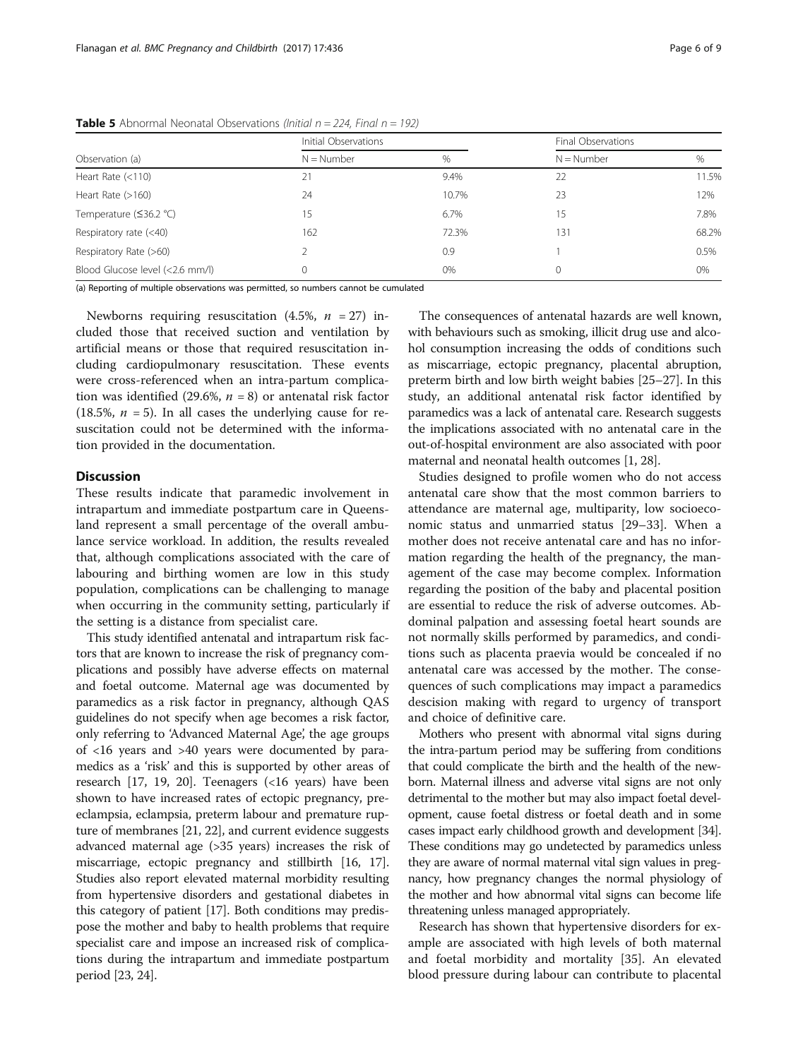**Table 5** Abnormal Neonatal Observations *(Initial n = 224, Final n = 192)*

| Observation (a) | Initial Observations | | Final Observations | |
|---|---|---|---|---|
| | N = Number | % | N = Number | % |
| Heart Rate (<110) | 21 | 9.4% | 22 | 11.5% |
| Heart Rate (>160) | 24 | 10.7% | 23 | 12% |
| Temperature (≤36.2 °C) | 15 | 6.7% | 15 | 7.8% |
| Respiratory rate (<40) | 162 | 72.3% | 131 | 68.2% |
| Respiratory Rate (>60) | 2 | 0.9 | 1 | 0.5% |
| Blood Glucose level (<2.6 mm/l) | 0 | 0% | 0 | 0% |

(a) Reporting of multiple observations was permitted, so numbers cannot be cumulated

Newborns requiring resuscitation (4.5%, $n = 27$) included those that received suction and ventilation by artificial means or those that required resuscitation including cardiopulmonary resuscitation. These events were cross-referenced when an intra-partum complication was identified (29.6%, $n = 8$) or antenatal risk factor (18.5%, $n = 5$). In all cases the underlying cause for resuscitation could not be determined with the information provided in the documentation.

## Discussion

These results indicate that paramedic involvement in intrapartum and immediate postpartum care in Queensland represent a small percentage of the overall ambulance service workload. In addition, the results revealed that, although complications associated with the care of labouring and birthing women are low in this study population, complications can be challenging to manage when occurring in the community setting, particularly if the setting is a distance from specialist care.

This study identified antenatal and intrapartum risk factors that are known to increase the risk of pregnancy complications and possibly have adverse effects on maternal and foetal outcome. Maternal age was documented by paramedics as a risk factor in pregnancy, although QAS guidelines do not specify when age becomes a risk factor, only referring to 'Advanced Maternal Age', the age groups of <16 years and >40 years were documented by paramedics as a 'risk' and this is supported by other areas of research [17, 19, 20]. Teenagers (<16 years) have been shown to have increased rates of ectopic pregnancy, pre-eclampsia, eclampsia, preterm labour and premature rupture of membranes [21, 22], and current evidence suggests advanced maternal age (>35 years) increases the risk of miscarriage, ectopic pregnancy and stillbirth [16, 17]. Studies also report elevated maternal morbidity resulting from hypertensive disorders and gestational diabetes in this category of patient [17]. Both conditions may predispose the mother and baby to health problems that require specialist care and impose an increased risk of complications during the intrapartum and immediate postpartum period [23, 24].

The consequences of antenatal hazards are well known, with behaviours such as smoking, illicit drug use and alcohol consumption increasing the odds of conditions such as miscarriage, ectopic pregnancy, placental abruption, preterm birth and low birth weight babies [25–27]. In this study, an additional antenatal risk factor identified by paramedics was a lack of antenatal care. Research suggests the implications associated with no antenatal care in the out-of-hospital environment are also associated with poor maternal and neonatal health outcomes [1, 28].

Studies designed to profile women who do not access antenatal care show that the most common barriers to attendance are maternal age, multiparity, low socioeconomic status and unmarried status [29–33]. When a mother does not receive antenatal care and has no information regarding the health of the pregnancy, the management of the case may become complex. Information regarding the position of the baby and placental position are essential to reduce the risk of adverse outcomes. Abdominal palpation and assessing foetal heart sounds are not normally skills performed by paramedics, and conditions such as placenta praevia would be concealed if no antenatal care was accessed by the mother. The consequences of such complications may impact a paramedics descision making with regard to urgency of transport and choice of definitive care.

Mothers who present with abnormal vital signs during the intra-partum period may be suffering from conditions that could complicate the birth and the health of the newborn. Maternal illness and adverse vital signs are not only detrimental to the mother but may also impact foetal development, cause foetal distress or foetal death and in some cases impact early childhood growth and development [34]. These conditions may go undetected by paramedics unless they are aware of normal maternal vital sign values in pregnancy, how pregnancy changes the normal physiology of the mother and how abnormal vital signs can become life threatening unless managed appropriately.

Research has shown that hypertensive disorders for example are associated with high levels of both maternal and foetal morbidity and mortality [35]. An elevated blood pressure during labour can contribute to placental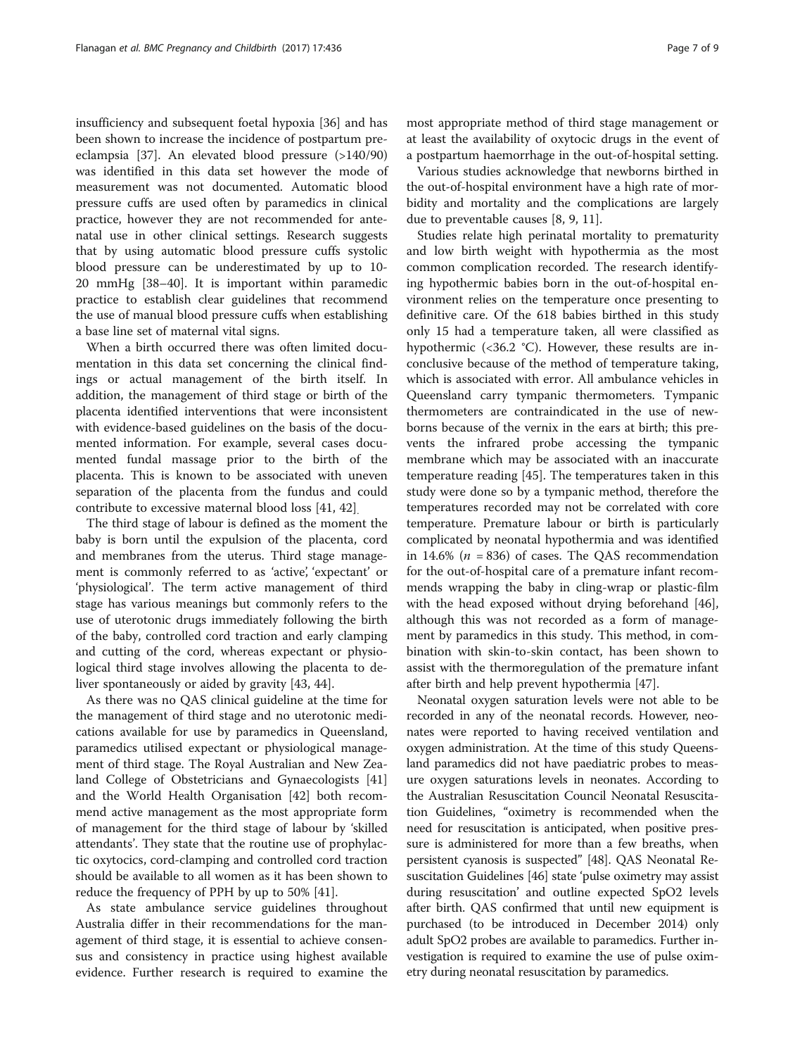insufficiency and subsequent foetal hypoxia [36] and has been shown to increase the incidence of postpartum pre-eclampsia [37]. An elevated blood pressure (>140/90) was identified in this data set however the mode of measurement was not documented. Automatic blood pressure cuffs are used often by paramedics in clinical practice, however they are not recommended for antenatal use in other clinical settings. Research suggests that by using automatic blood pressure cuffs systolic blood pressure can be underestimated by up to 10-20 mmHg [38–40]. It is important within paramedic practice to establish clear guidelines that recommend the use of manual blood pressure cuffs when establishing a base line set of maternal vital signs.

When a birth occurred there was often limited documentation in this data set concerning the clinical findings or actual management of the birth itself. In addition, the management of third stage or birth of the placenta identified interventions that were inconsistent with evidence-based guidelines on the basis of the documented information. For example, several cases documented fundal massage prior to the birth of the placenta. This is known to be associated with uneven separation of the placenta from the fundus and could contribute to excessive maternal blood loss [41, 42].

The third stage of labour is defined as the moment the baby is born until the expulsion of the placenta, cord and membranes from the uterus. Third stage management is commonly referred to as 'active', 'expectant' or 'physiological'. The term active management of third stage has various meanings but commonly refers to the use of uterotonic drugs immediately following the birth of the baby, controlled cord traction and early clamping and cutting of the cord, whereas expectant or physiological third stage involves allowing the placenta to deliver spontaneously or aided by gravity [43, 44].

As there was no QAS clinical guideline at the time for the management of third stage and no uterotonic medications available for use by paramedics in Queensland, paramedics utilised expectant or physiological management of third stage. The Royal Australian and New Zealand College of Obstetricians and Gynaecologists [41] and the World Health Organisation [42] both recommend active management as the most appropriate form of management for the third stage of labour by 'skilled attendants'. They state that the routine use of prophylactic oxytocics, cord-clamping and controlled cord traction should be available to all women as it has been shown to reduce the frequency of PPH by up to 50% [41].

As state ambulance service guidelines throughout Australia differ in their recommendations for the management of third stage, it is essential to achieve consensus and consistency in practice using highest available evidence. Further research is required to examine the most appropriate method of third stage management or at least the availability of oxytocic drugs in the event of a postpartum haemorrhage in the out-of-hospital setting.

Various studies acknowledge that newborns birthed in the out-of-hospital environment have a high rate of morbidity and mortality and the complications are largely due to preventable causes [8, 9, 11].

Studies relate high perinatal mortality to prematurity and low birth weight with hypothermia as the most common complication recorded. The research identifying hypothermic babies born in the out-of-hospital environment relies on the temperature once presenting to definitive care. Of the 618 babies birthed in this study only 15 had a temperature taken, all were classified as hypothermic (<36.2 °C). However, these results are inconclusive because of the method of temperature taking, which is associated with error. All ambulance vehicles in Queensland carry tympanic thermometers. Tympanic thermometers are contraindicated in the use of newborns because of the vernix in the ears at birth; this prevents the infrared probe accessing the tympanic membrane which may be associated with an inaccurate temperature reading [45]. The temperatures taken in this study were done so by a tympanic method, therefore the temperatures recorded may not be correlated with core temperature. Premature labour or birth is particularly complicated by neonatal hypothermia and was identified in 14.6% (*n* = 836) of cases. The QAS recommendation for the out-of-hospital care of a premature infant recommends wrapping the baby in cling-wrap or plastic-film with the head exposed without drying beforehand [46], although this was not recorded as a form of management by paramedics in this study. This method, in combination with skin-to-skin contact, has been shown to assist with the thermoregulation of the premature infant after birth and help prevent hypothermia [47].

Neonatal oxygen saturation levels were not able to be recorded in any of the neonatal records. However, neonates were reported to having received ventilation and oxygen administration. At the time of this study Queensland paramedics did not have paediatric probes to measure oxygen saturations levels in neonates. According to the Australian Resuscitation Council Neonatal Resuscitation Guidelines, "oximetry is recommended when the need for resuscitation is anticipated, when positive pressure is administered for more than a few breaths, when persistent cyanosis is suspected" [48]. QAS Neonatal Resuscitation Guidelines [46] state 'pulse oximetry may assist during resuscitation' and outline expected SpO2 levels after birth. QAS confirmed that until new equipment is purchased (to be introduced in December 2014) only adult SpO2 probes are available to paramedics. Further investigation is required to examine the use of pulse oximetry during neonatal resuscitation by paramedics.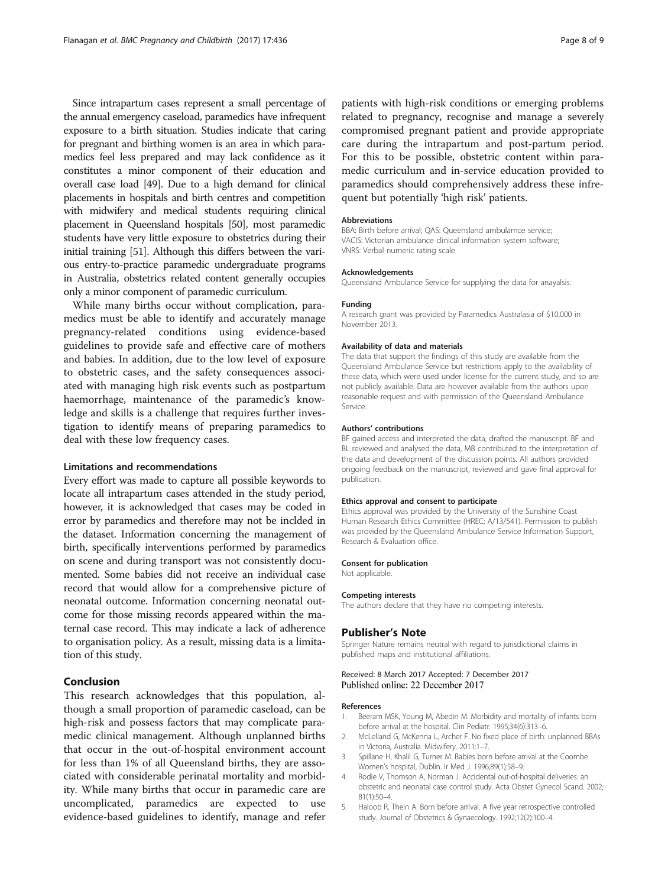Since intrapartum cases represent a small percentage of the annual emergency caseload, paramedics have infrequent exposure to a birth situation. Studies indicate that caring for pregnant and birthing women is an area in which paramedics feel less prepared and may lack confidence as it constitutes a minor component of their education and overall case load [49]. Due to a high demand for clinical placements in hospitals and birth centres and competition with midwifery and medical students requiring clinical placement in Queensland hospitals [50], most paramedic students have very little exposure to obstetrics during their initial training [51]. Although this differs between the various entry-to-practice paramedic undergraduate programs in Australia, obstetrics related content generally occupies only a minor component of paramedic curriculum.

While many births occur without complication, paramedics must be able to identify and accurately manage pregnancy-related conditions using evidence-based guidelines to provide safe and effective care of mothers and babies. In addition, due to the low level of exposure to obstetric cases, and the safety consequences associated with managing high risk events such as postpartum haemorrhage, maintenance of the paramedic's knowledge and skills is a challenge that requires further investigation to identify means of preparing paramedics to deal with these low frequency cases.

### Limitations and recommendations

Every effort was made to capture all possible keywords to locate all intrapartum cases attended in the study period, however, it is acknowledged that cases may be coded in error by paramedics and therefore may not be inclded in the dataset. Information concerning the management of birth, specifically interventions performed by paramedics on scene and during transport was not consistently documented. Some babies did not receive an individual case record that would allow for a comprehensive picture of neonatal outcome. Information concerning neonatal outcome for those missing records appeared within the maternal case record. This may indicate a lack of adherence to organisation policy. As a result, missing data is a limitation of this study.

## Conclusion

This research acknowledges that this population, although a small proportion of paramedic caseload, can be high-risk and possess factors that may complicate paramedic clinical management. Although unplanned births that occur in the out-of-hospital environment account for less than 1% of all Queensland births, they are associated with considerable perinatal mortality and morbidity. While many births that occur in paramedic care are uncomplicated, paramedics are expected to use evidence-based guidelines to identify, manage and refer patients with high-risk conditions or emerging problems related to pregnancy, recognise and manage a severely compromised pregnant patient and provide appropriate care during the intrapartum and post-partum period. For this to be possible, obstetric content within paramedic curriculum and in-service education provided to paramedics should comprehensively address these infrequent but potentially 'high risk' patients.

#### Abbreviations

BBA: Birth before arrival; QAS: Queensland ambulamce service; VACIS: Victorian ambulance clinical information system software; VNRS: Verbal numeric rating scale

#### Acknowledgements

Queensland Ambulance Service for supplying the data for anayalsis.

#### Funding

A research grant was provided by Paramedics Australasia of $10,000 in November 2013.

#### Availability of data and materials

The data that support the findings of this study are available from the Queensland Ambulance Service but restrictions apply to the availability of these data, which were used under license for the current study, and so are not publicly available. Data are however available from the authors upon reasonable request and with permission of the Queensland Ambulance Service.

#### Authors' contributions

BF gained access and interpreted the data, drafted the manuscript. BF and BL reviewed and analysed the data, MB contributed to the interpretation of the data and development of the discussion points. All authors provided ongoing feedback on the manuscript, reviewed and gave final approval for publication.

#### Ethics approval and consent to participate

Ethics approval was provided by the University of the Sunshine Coast Human Research Ethics Committee (HREC: A/13/541). Permission to publish was provided by the Queensland Ambulance Service Information Support, Research & Evaluation office.

#### Consent for publication

Not applicable.

#### Competing interests

The authors declare that they have no competing interests.

## Publisher's Note

Springer Nature remains neutral with regard to jurisdictional claims in published maps and institutional affiliations.

Received: 8 March 2017 Accepted: 7 December 2017
Published online: 22 December 2017

#### References

1. Beeram MSK, Young M, Abedin M. Morbidity and mortality of infants born before arrival at the hospital. Clin Pediatr. 1995;34(6):313–6.
2. McLelland G, McKenna L, Archer F. No fixed place of birth: unplanned BBAs in Victoria, Australia. Midwifery. 2011:1–7.
3. Spillane H, Khalil G, Turner M. Babies born before arrival at the Coombe Women's hospital, Dublin. Ir Med J. 1996;89(1):58–9.
4. Rodie V, Thomson A, Norman J. Accidental out-of-hospital deliveries: an obstetric and neonatal case control study. Acta Obstet Gynecol Scand. 2002; 81(1):50–4.
5. Haloob R, Thein A. Born before arrival. A five year retrospective controlled study. Journal of Obstetrics & Gynaecology. 1992;12(2):100–4.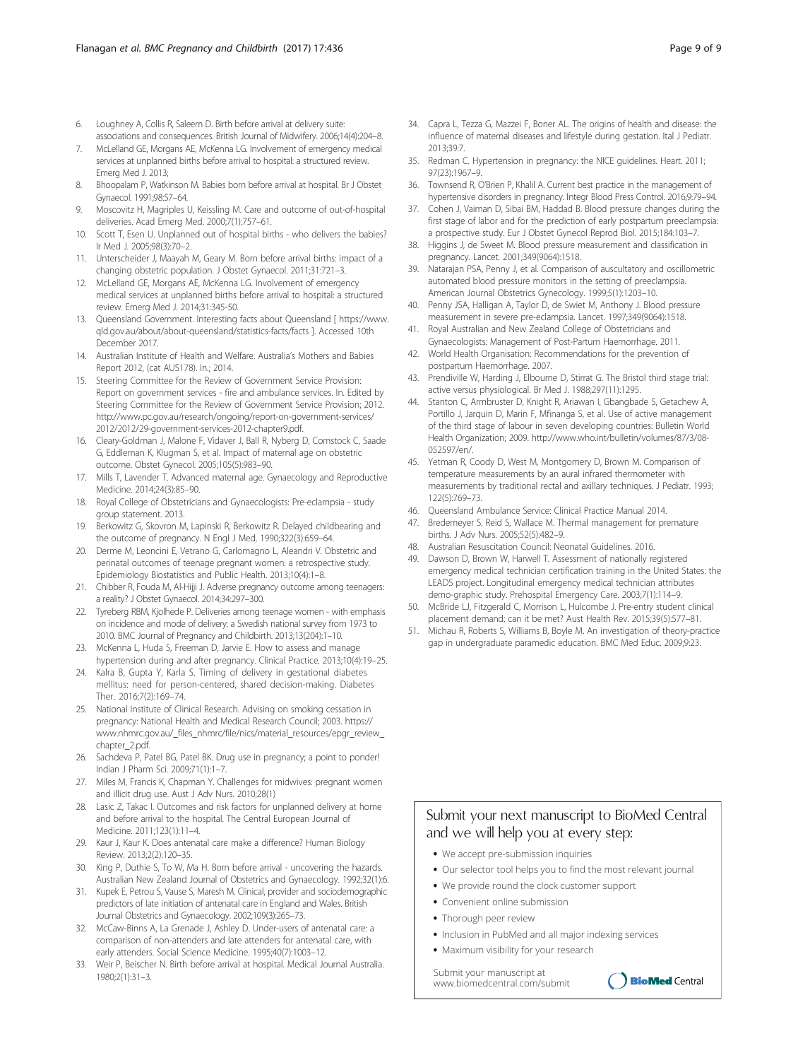6. Loughney A, Collis R, Saleem D. Birth before arrival at delivery suite: associations and consequences. British Journal of Midwifery. 2006;14(4):204–8.
7. McLelland GE, Morgans AE, McKenna LG. Involvement of emergency medical services at unplanned births before arrival to hospital: a structured review. Emerg Med J. 2013;
8. Bhoopalam P, Watkinson M. Babies born before arrival at hospital. Br J Obstet Gynaecol. 1991;98:57–64.
9. Moscovitz H, Magriples U, Keissling M. Care and outcome of out-of-hospital deliveries. Acad Emerg Med. 2000;7(1):757–61.
10. Scott T, Esen U. Unplanned out of hospital births - who delivers the babies? Ir Med J. 2005;98(3):70–2.
11. Unterscheider J, Maayah M, Geary M. Born before arrival births: impact of a changing obstetric population. J Obstet Gynaecol. 2011;31:721–3.
12. McLelland GE, Morgans AE, McKenna LG. Involvement of emergency medical services at unplanned births before arrival to hospital: a structured review. Emerg Med J. 2014;31:345-50.
13. Queensland Government. Interesting facts about Queensland [ https://www.qld.gov.au/about/about-queensland/statistics-facts/facts ]. Accessed 10th December 2017.
14. Australian Institute of Health and Welfare. Australia's Mothers and Babies Report 2012, (cat AUS178). In.; 2014.
15. Steering Committee for the Review of Government Service Provision: Report on government services - fire and ambulance services. In. Edited by Steering Committee for the Review of Government Service Provision; 2012. http://www.pc.gov.au/research/ongoing/report-on-government-services/2012/2012/29-government-services-2012-chapter9.pdf.
16. Cleary-Goldman J, Malone F, Vidaver J, Ball R, Nyberg D, Comstock C, Saade G, Eddleman K, Klugman S, et al. Impact of maternal age on obstetric outcome. Obstet Gynecol. 2005;105(5):983–90.
17. Mills T, Lavender T. Advanced maternal age. Gynaecology and Reproductive Medicine. 2014;24(3):85–90.
18. Royal College of Obstetricians and Gynaecologists: Pre-eclampsia - study group statement. 2013.
19. Berkowitz G, Skovron M, Lapinski R, Berkowitz R. Delayed childbearing and the outcome of pregnancy. N Engl J Med. 1990;322(3):659–64.
20. Derme M, Leoncini E, Vetrano G, Carlomagno L, Aleandri V. Obstetric and perinatal outcomes of teenage pregnant women: a retrospective study. Epidemiology Biostatistics and Public Health. 2013;10(4):1–8.
21. Chibber R, Fouda M, Al-Hijji J. Adverse pregnancy outcome among teenagers: a reality? J Obstet Gynaecol. 2014;34:297–300.
22. Tyreberg RBM, Kjolhede P. Deliveries among teenage women - with emphasis on incidence and mode of delivery: a Swedish national survey from 1973 to 2010. BMC Journal of Pregnancy and Childbirth. 2013;13(204):1–10.
23. McKenna L, Huda S, Freeman D, Jarvie E. How to assess and manage hypertension during and after pregnancy. Clinical Practice. 2013;10(4):19–25.
24. Kalra B, Gupta Y, Karla S. Timing of delivery in gestational diabetes mellitus: need for person-centered, shared decision-making. Diabetes Ther. 2016;7(2):169–74.
25. National Institute of Clinical Research. Advising on smoking cessation in pregnancy: National Health and Medical Research Council; 2003. https://www.nhmrc.gov.au/_files_nhmrc/file/nics/material_resources/epgr_review_chapter_2.pdf.
26. Sachdeva P, Patel BG, Patel BK. Drug use in pregnancy; a point to ponder! Indian J Pharm Sci. 2009;71(1):1–7.
27. Miles M, Francis K, Chapman Y. Challenges for midwives: pregnant women and illicit drug use. Aust J Adv Nurs. 2010;28(1)
28. Lasic Z, Takac I. Outcomes and risk factors for unplanned delivery at home and before arrival to the hospital. The Central European Journal of Medicine. 2011;123(1):11–4.
29. Kaur J, Kaur K. Does antenatal care make a difference? Human Biology Review. 2013;2(2):120–35.
30. King P, Duthie S, To W, Ma H. Born before arrival - uncovering the hazards. Australian New Zealand Journal of Obstetrics and Gynaecology. 1992;32(1):6.
31. Kupek E, Petrou S, Vause S, Maresh M. Clinical, provider and sociodemographic predictors of late initiation of antenatal care in England and Wales. British Journal Obstetrics and Gynaecology. 2002;109(3):265–73.
32. McCaw-Binns A, La Grenade J, Ashley D. Under-users of antenatal care: a comparison of non-attenders and late attenders for antenatal care, with early attenders. Social Science Medicine. 1995;40(7):1003–12.
33. Weir P, Beischer N. Birth before arrival at hospital. Medical Journal Australia. 1980;2(1):31–3.
34. Capra L, Tezza G, Mazzei F, Boner AL. The origins of health and disease: the influence of maternal diseases and lifestyle during gestation. Ital J Pediatr. 2013;39:7.
35. Redman C. Hypertension in pregnancy: the NICE guidelines. Heart. 2011; 97(23):1967–9.
36. Townsend R, O'Brien P, Khalil A. Current best practice in the management of hypertensive disorders in pregnancy. Integr Blood Press Control. 2016;9:79–94.
37. Cohen J, Vaiman D, Sibai BM, Haddad B. Blood pressure changes during the first stage of labor and for the prediction of early postpartum preeclampsia: a prospective study. Eur J Obstet Gynecol Reprod Biol. 2015;184:103–7.
38. Higgins J, de Sweet M. Blood pressure measurement and classification in pregnancy. Lancet. 2001;349(9064):1518.
39. Natarajan PSA, Penny J, et al. Comparison of auscultatory and oscillometric automated blood pressure monitors in the setting of preeclampsia. American Journal Obstetrics Gynecology. 1999;5(1):1203–10.
40. Penny JSA, Halligan A, Taylor D, de Swiet M, Anthony J. Blood pressure measurement in severe pre-eclampsia. Lancet. 1997;349(9064):1518.
41. Royal Australian and New Zealand College of Obstetricians and Gynaecologists: Management of Post-Partum Haemorrhage. 2011.
42. World Health Organisation: Recommendations for the prevention of postpartum Haemorrhage. 2007.
43. Prendiville W, Harding J, Elbourne D, Stirrat G. The Bristol third stage trial: active versus physiological. Br Med J. 1988;297(11):1295.
44. Stanton C, Armbruster D, Knight R, Ariawan I, Gbangbade S, Getachew A, Portillo J, Jarquin D, Marin F, Mfinanga S, et al. Use of active management of the third stage of labour in seven developing countries: Bulletin World Health Organization; 2009. http://www.who.int/bulletin/volumes/87/3/08-052597/en/.
45. Yetman R, Coody D, West M, Montgomery D, Brown M. Comparison of temperature measurements by an aural infrared thermometer with measurements by traditional rectal and axillary techniques. J Pediatr. 1993; 122(5):769–73.
46. Queensland Ambulance Service: Clinical Practice Manual 2014.
47. Bredemeyer S, Reid S, Wallace M. Thermal management for premature births. J Adv Nurs. 2005;52(5):482–9.
48. Australian Resuscitation Council: Neonatal Guidelines. 2016.
49. Dawson D, Brown W, Harwell T. Assessment of nationally registered emergency medical technician certification training in the United States: the LEADS project. Longitudinal emergency medical technician attributes demo-graphic study. Prehospital Emergency Care. 2003;7(1):114–9.
50. McBride LJ, Fitzgerald C, Morrison L, Hulcombe J. Pre-entry student clinical placement demand: can it be met? Aust Health Rev. 2015;39(5):577–81.
51. Michau R, Roberts S, Williams B, Boyle M. An investigation of theory-practice gap in undergraduate paramedic education. BMC Med Educ. 2009;9:23.

Submit your next manuscript to BioMed Central and we will help you at every step:

- We accept pre-submission inquiries
- Our selector tool helps you to find the most relevant journal
- We provide round the clock customer support
- Convenient online submission
- Thorough peer review
- Inclusion in PubMed and all major indexing services
- Maximum visibility for your research

Submit your manuscript at
www.biomedcentral.com/submit

BioMed Central